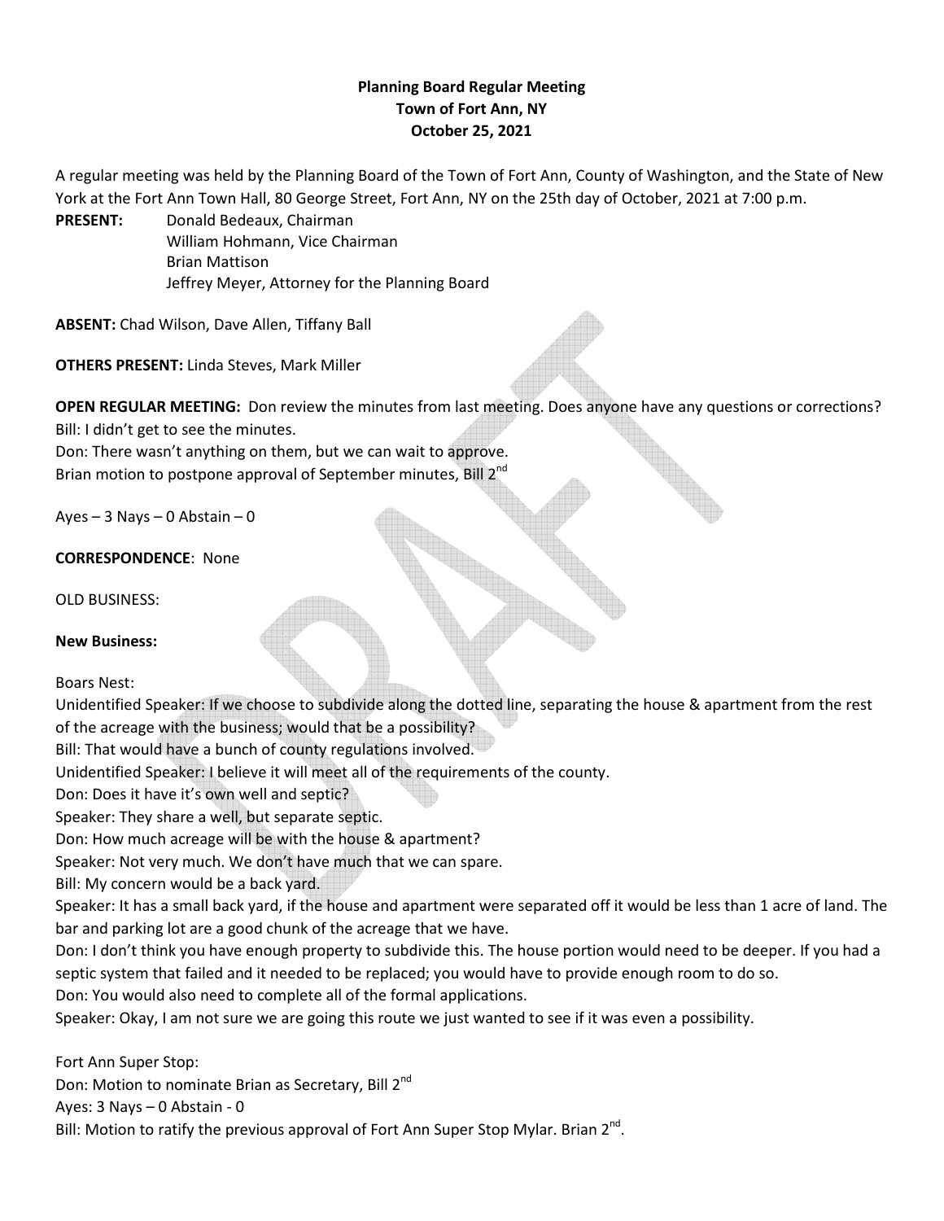**Planning Board Regular Meeting**
**Town of Fort Ann, NY**
**October 25, 2021**

A regular meeting was held by the Planning Board of the Town of Fort Ann, County of Washington, and the State of New York at the Fort Ann Town Hall, 80 George Street, Fort Ann, NY on the 25th day of October, 2021 at 7:00 p.m.

**PRESENT:** Donald Bedeaux, Chairman
William Hohmann, Vice Chairman
Brian Mattison
Jeffrey Meyer, Attorney for the Planning Board

**ABSENT:** Chad Wilson, Dave Allen, Tiffany Ball

**OTHERS PRESENT:** Linda Steves, Mark Miller

**OPEN REGULAR MEETING:** Don review the minutes from last meeting. Does anyone have any questions or corrections?
Bill: I didn't get to see the minutes.
Don: There wasn't anything on them, but we can wait to approve.
Brian motion to postpone approval of September minutes, Bill 2nd

Ayes – 3 Nays – 0 Abstain – 0

**CORRESPONDENCE**: None

OLD BUSINESS:

**New Business:**

Boars Nest:
Unidentified Speaker: If we choose to subdivide along the dotted line, separating the house & apartment from the rest of the acreage with the business; would that be a possibility?
Bill: That would have a bunch of county regulations involved.
Unidentified Speaker: I believe it will meet all of the requirements of the county.
Don: Does it have it's own well and septic?
Speaker: They share a well, but separate septic.
Don: How much acreage will be with the house & apartment?
Speaker: Not very much. We don't have much that we can spare.
Bill: My concern would be a back yard.
Speaker: It has a small back yard, if the house and apartment were separated off it would be less than 1 acre of land. The bar and parking lot are a good chunk of the acreage that we have.
Don: I don't think you have enough property to subdivide this. The house portion would need to be deeper. If you had a septic system that failed and it needed to be replaced; you would have to provide enough room to do so.
Don: You would also need to complete all of the formal applications.
Speaker: Okay, I am not sure we are going this route we just wanted to see if it was even a possibility.

Fort Ann Super Stop:
Don: Motion to nominate Brian as Secretary, Bill 2nd
Ayes: 3 Nays – 0 Abstain - 0
Bill: Motion to ratify the previous approval of Fort Ann Super Stop Mylar. Brian 2nd.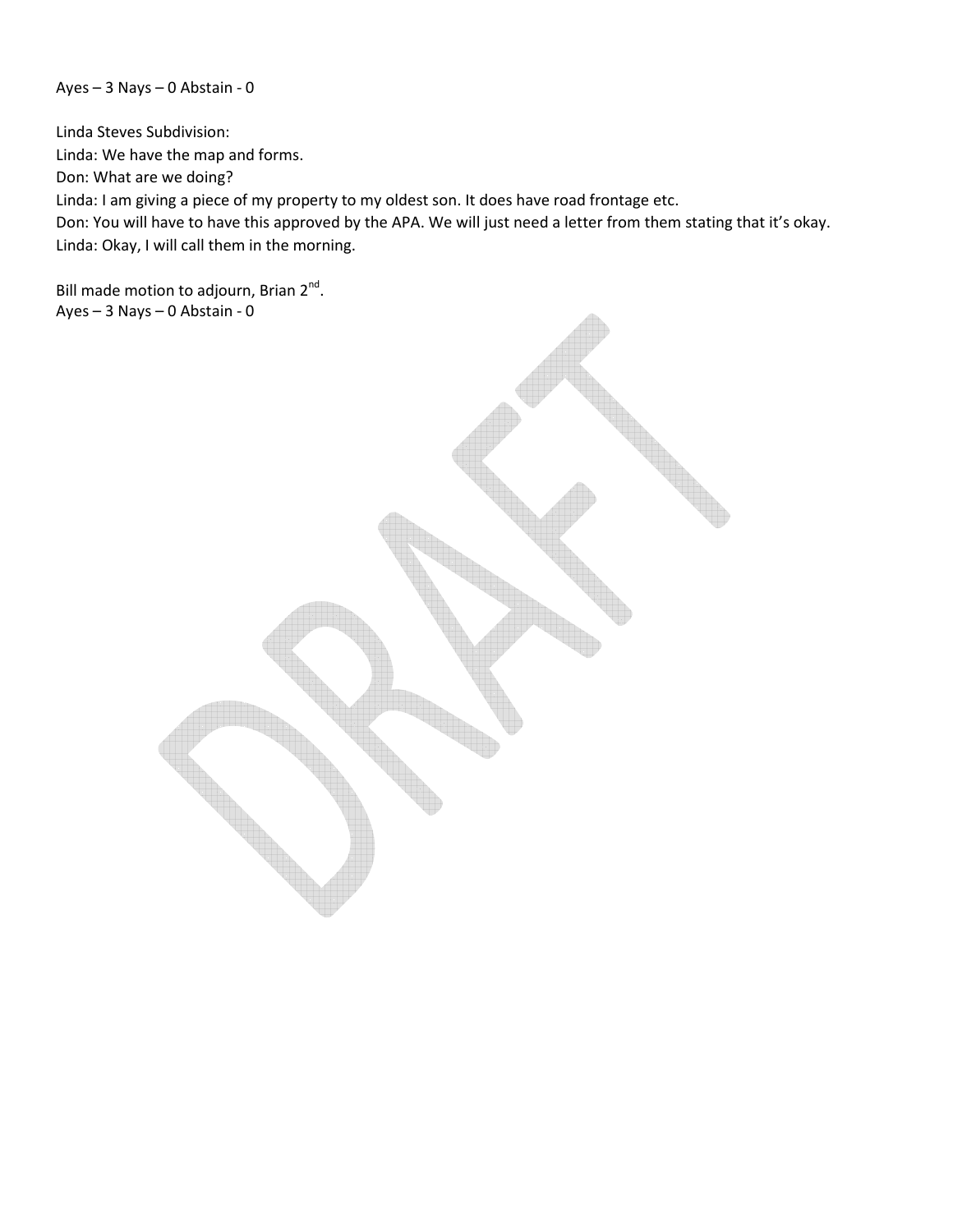Ayes – 3 Nays – 0 Abstain - 0

Linda Steves Subdivision:
Linda: We have the map and forms.
Don: What are we doing?
Linda: I am giving a piece of my property to my oldest son. It does have road frontage etc.
Don: You will have to have this approved by the APA. We will just need a letter from them stating that it's okay.
Linda: Okay, I will call them in the morning.

Bill made motion to adjourn, Brian 2nd.
Ayes – 3 Nays – 0 Abstain - 0